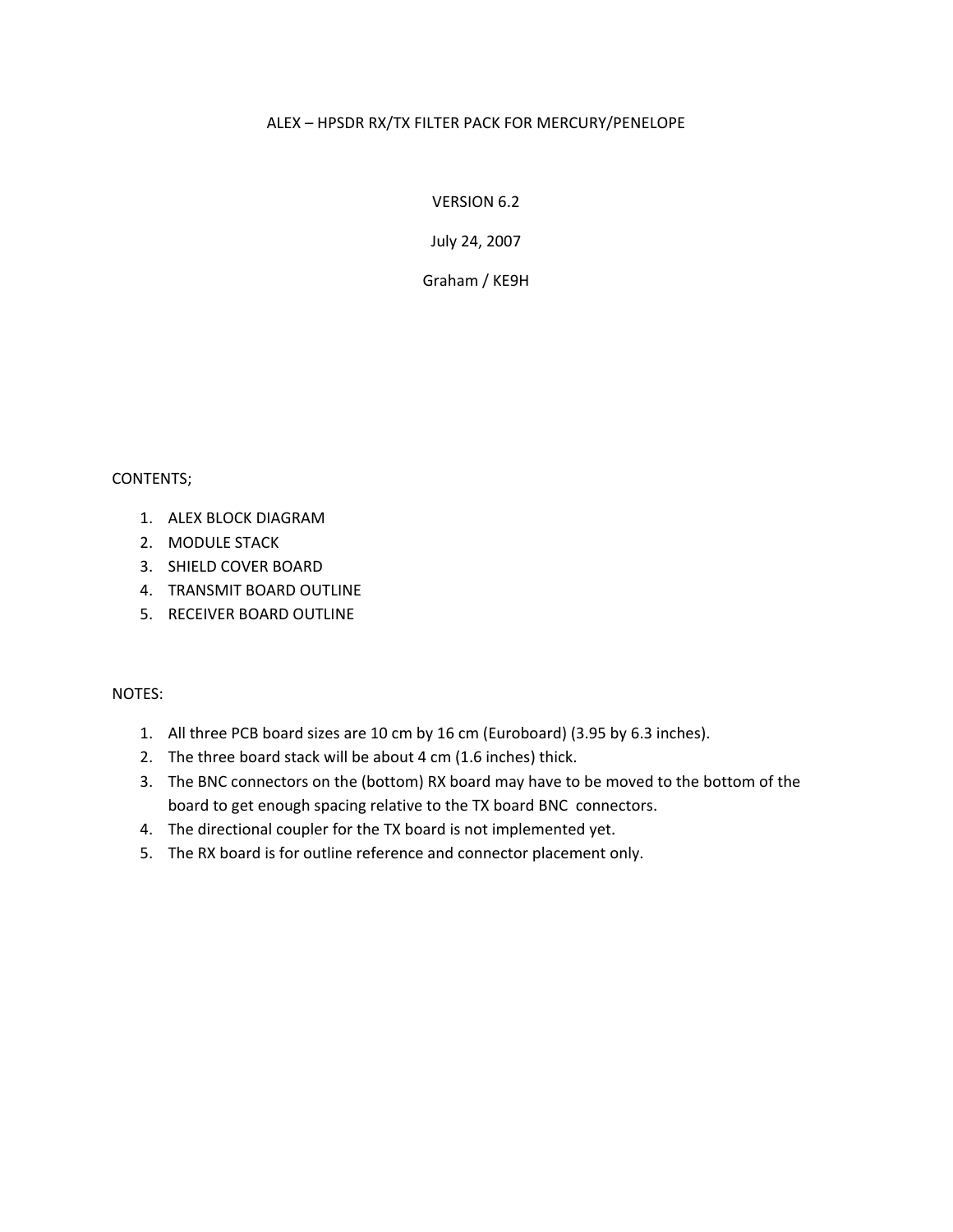# ALEX – HPSDR RX/TX FILTER PACK FOR MERCURY/PENELOPE

VERSION 6.2

July 24, 2007

Graham / KE9H

CONTENTS;

1. ALEX BLOCK DIAGRAM
2. MODULE STACK
3. SHIELD COVER BOARD
4. TRANSMIT BOARD OUTLINE
5. RECEIVER BOARD OUTLINE

NOTES:

1. All three PCB board sizes are 10 cm by 16 cm (Euroboard) (3.95 by 6.3 inches).
2. The three board stack will be about 4 cm (1.6 inches) thick.
3. The BNC connectors on the (bottom) RX board may have to be moved to the bottom of the board to get enough spacing relative to the TX board BNC connectors.
4. The directional coupler for the TX board is not implemented yet.
5. The RX board is for outline reference and connector placement only.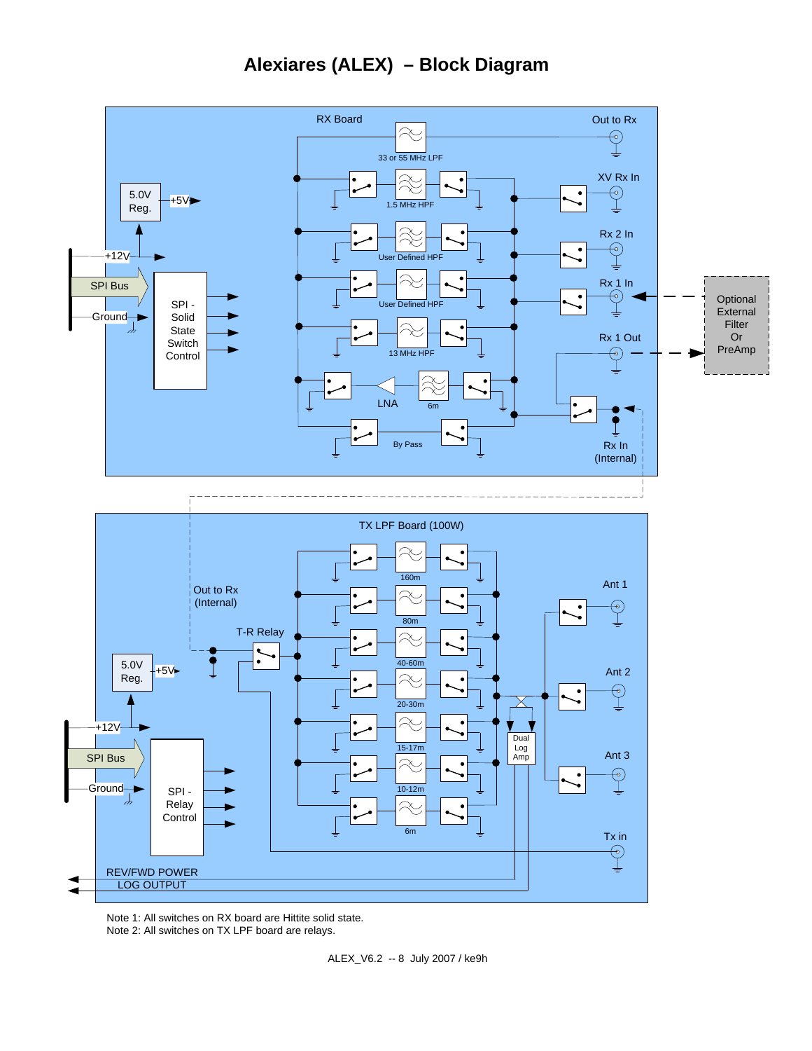# Alexiares (ALEX) – Block Diagram

RX Board

Out to Rx

33 or 55 MHz LPF

XV Rx In

1.5 MHz HPF

5.0V Reg.

+5V

Rx 2 In

User Defined HPF

+12V

Rx 1 In

SPI Bus

User Defined HPF

Optional External Filter Or PreAmp

SPI - Solid State Switch Control

Ground

13 MHz HPF

Rx 1 Out

LNA

6m

By Pass

Rx In (Internal)

TX LPF Board (100W)

160m

Ant 1

Out to Rx (Internal)

80m

T-R Relay

40-60m

5.0V Reg.

+5V

Ant 2

20-30m

Dual Log Amp

+12V

15-17m

SPI Bus

Ant 3

10-12m

Ground

SPI - Relay Control

6m

Tx in

REV/FWD POWER LOG OUTPUT

Note 1: All switches on RX board are Hittite solid state.
Note 2: All switches on TX LPF board are relays.

ALEX_V6.2 -- 8 July 2007 / ke9h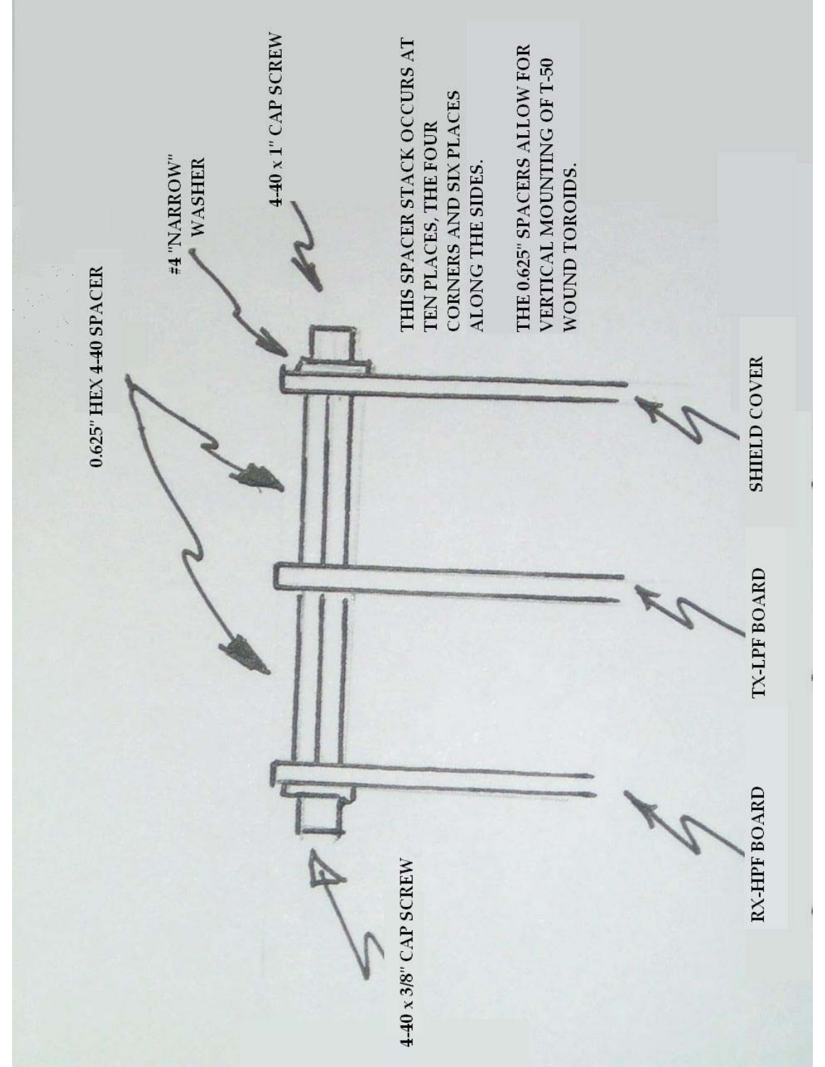0.625" HEX 4-40 SPACER

#4 "NARROW" WASHER

4-40 x 1" CAP SCREW

THIS SPACER STACK OCCURS AT TEN PLACES, THE FOUR CORNERS AND SIX PLACES ALONG THE SIDES.

THE 0.625" SPACERS ALLOW FOR VERTICAL MOUNTING OF T-50 WOUND TOROIDS.

SHIELD COVER

TX-LPF BOARD

RX-HPF BOARD

4-40 x 3/8" CAP SCREW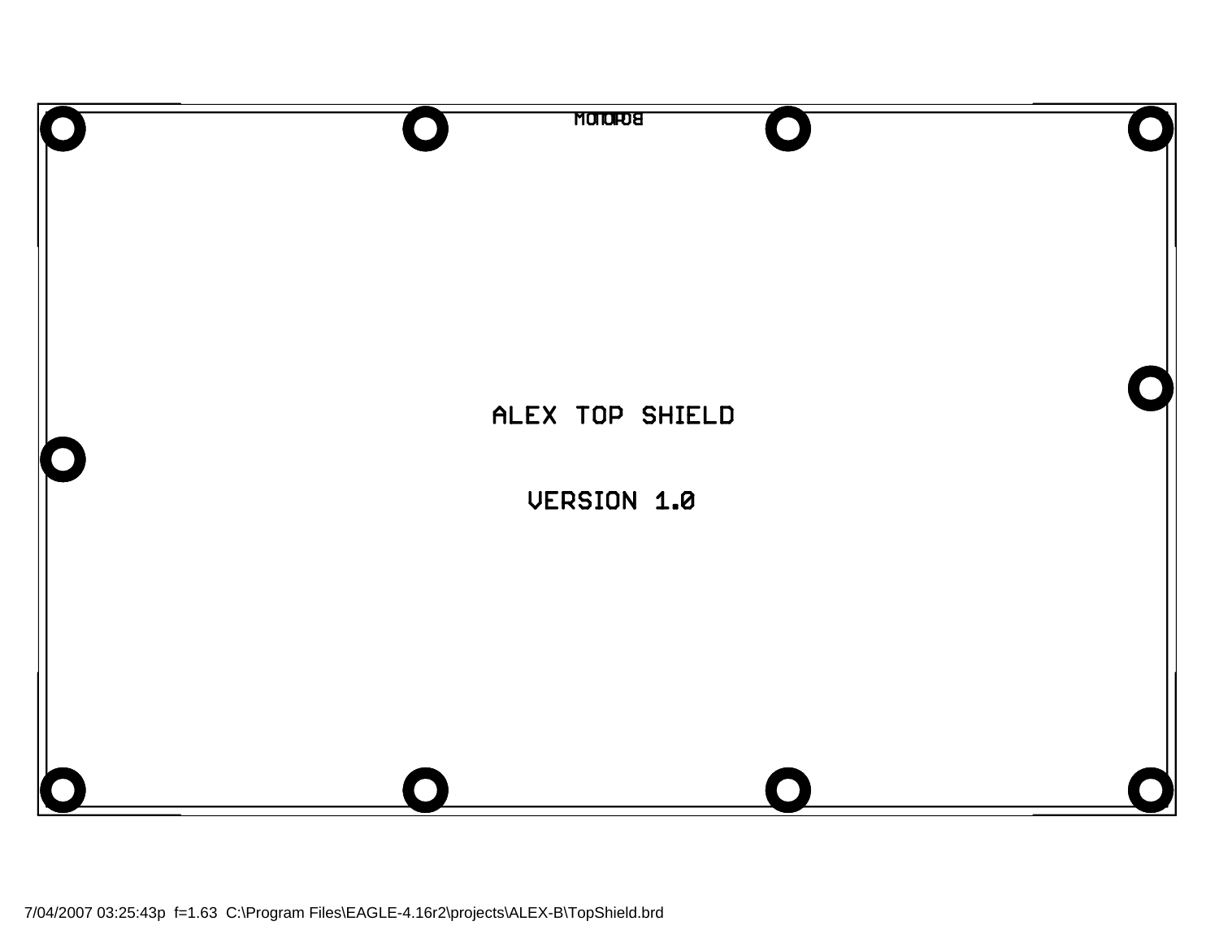BOTTOM

ALEX TOP SHIELD

VERSION 1.0

7/04/2007 03:25:43p f=1.63 C:\Program Files\EAGLE-4.16r2\projects\ALEX-B\TopShield.brd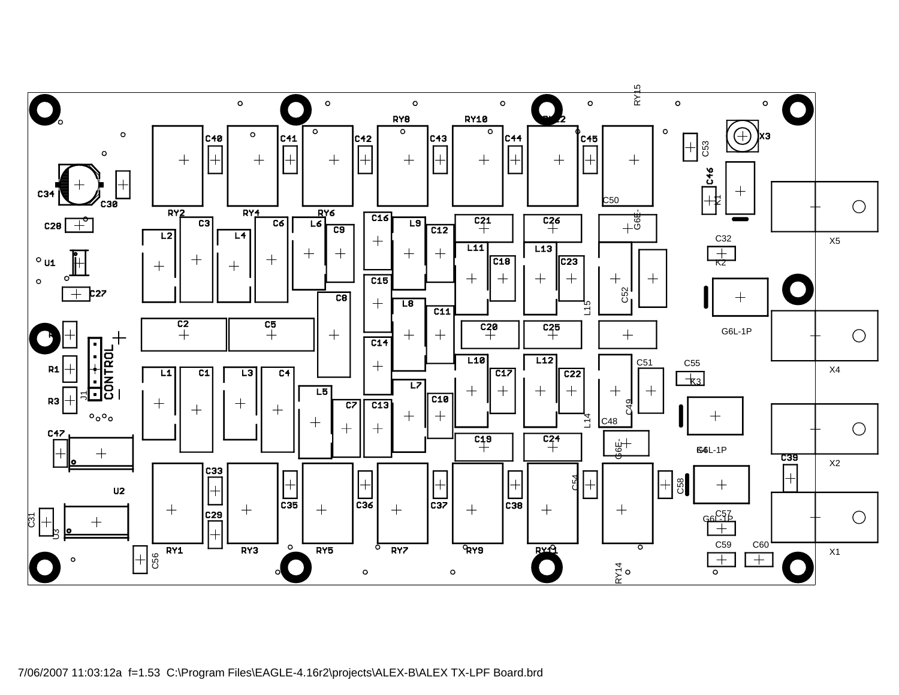RY15

RY8 RY10 RY12

C40 C41 C42 C43 C44 C45 X3

C53

C46

C34 C30 C50 K1

RY2 RY4 RY6 G6E-

C28 C3 C6 L6 C16 L9 C21 C26 X5

C9 C12

L2 L4 C32

U1 L11 L13 K2

C18 C23

C15

C27 C8 C52

L8 L15

C11

C2 C5 C20 C25 G6L-1P

C14

R1 L10 L12 C51 C55 X4

L1 C1 L3 C4 C17 C22 K3

CONTROL

J1 L5 L7

R3 C7 C13 C10 C49

C47 L14 C48

C19 C24 G6E- G6L-1P X2

C39

C33

U2 C54 C58

C35 C36 C37 C38

C29 C57

C31 G6L-1P

U3

RY1 RY3 RY5 RY7 RY9 RY11 C59 C60 X1

C56

RY14

7/06/2007 11:03:12a f=1.53 C:\Program Files\EAGLE-4.16r2\projects\ALEX-B\ALEX TX-LPF Board.brd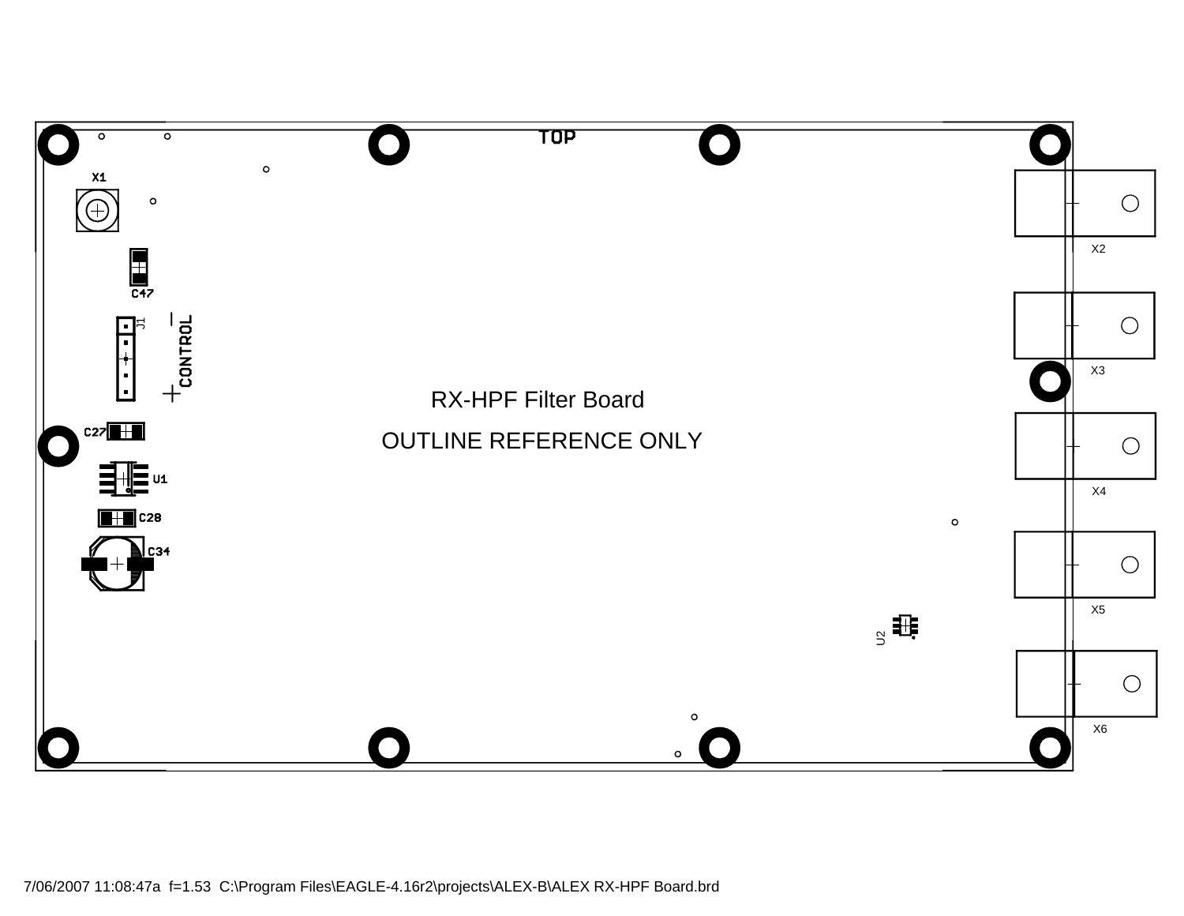TOP

X1

C47

J1

CONTROL

RX-HPF Filter Board

OUTLINE REFERENCE ONLY

C27

U1

C28

C34

X2

X3

X4

X5

U2

X6

7/06/2007 11:08:47a f=1.53 C:\Program Files\EAGLE-4.16r2\projects\ALEX-B\ALEX RX-HPF Board.brd